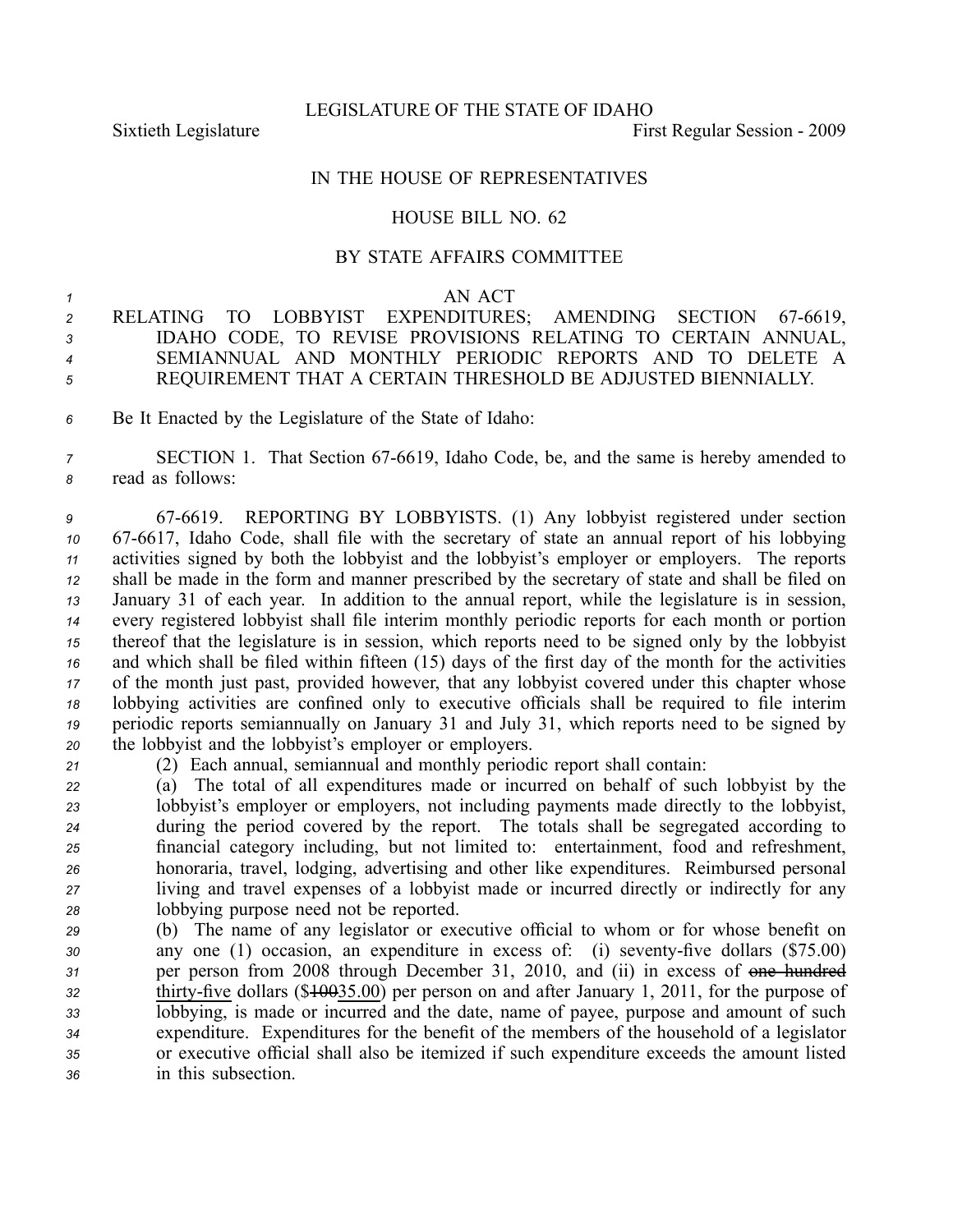LEGISLATURE OF THE STATE OF IDAHO

Sixtieth Legislature First Regular Session - 2009

# IN THE HOUSE OF REPRESENTATIVES

## HOUSE BILL NO. 62

### BY STATE AFFAIRS COMMITTEE

AN ACT

RELATING TO LOBBYIST EXPENDITURES; AMENDING SECTION 67-6619, IDAHO CODE, TO REVISE PROVISIONS RELATING TO CERTAIN ANNUAL, SEMIANNUAL AND MONTHLY PERIODIC REPORTS AND TO DELETE A REQUIREMENT THAT A CERTAIN THRESHOLD BE ADJUSTED BIENNIALLY.

Be It Enacted by the Legislature of the State of Idaho:

SECTION 1. That Section 67-6619, Idaho Code, be, and the same is hereby amended to read as follows:

67-6619. REPORTING BY LOBBYISTS. (1) Any lobbyist registered under section 67-6617, Idaho Code, shall file with the secretary of state an annual report of his lobbying activities signed by both the lobbyist and the lobbyist's employer or employers. The reports shall be made in the form and manner prescribed by the secretary of state and shall be filed on January 31 of each year. In addition to the annual report, while the legislature is in session, every registered lobbyist shall file interim monthly periodic reports for each month or portion thereof that the legislature is in session, which reports need to be signed only by the lobbyist and which shall be filed within fifteen (15) days of the first day of the month for the activities of the month just past, provided however, that any lobbyist covered under this chapter whose lobbying activities are confined only to executive officials shall be required to file interim periodic reports semiannually on January 31 and July 31, which reports need to be signed by the lobbyist and the lobbyist's employer or employers.

(2) Each annual, semiannual and monthly periodic report shall contain:

(a) The total of all expenditures made or incurred on behalf of such lobbyist by the lobbyist's employer or employers, not including payments made directly to the lobbyist, during the period covered by the report. The totals shall be segregated according to financial category including, but not limited to: entertainment, food and refreshment, honoraria, travel, lodging, advertising and other like expenditures. Reimbursed personal living and travel expenses of a lobbyist made or incurred directly or indirectly for any lobbying purpose need not be reported.

(b) The name of any legislator or executive official to whom or for whose benefit on any one (1) occasion, an expenditure in excess of: (i) seventy-five dollars ($75.00) per person from 2008 through December 31, 2010, and (ii) in excess of ~~one hundred~~ <u>thirty-five</u> dollars ($~~100~~<u>35.00</u>) per person on and after January 1, 2011, for the purpose of lobbying, is made or incurred and the date, name of payee, purpose and amount of such expenditure. Expenditures for the benefit of the members of the household of a legislator or executive official shall also be itemized if such expenditure exceeds the amount listed in this subsection.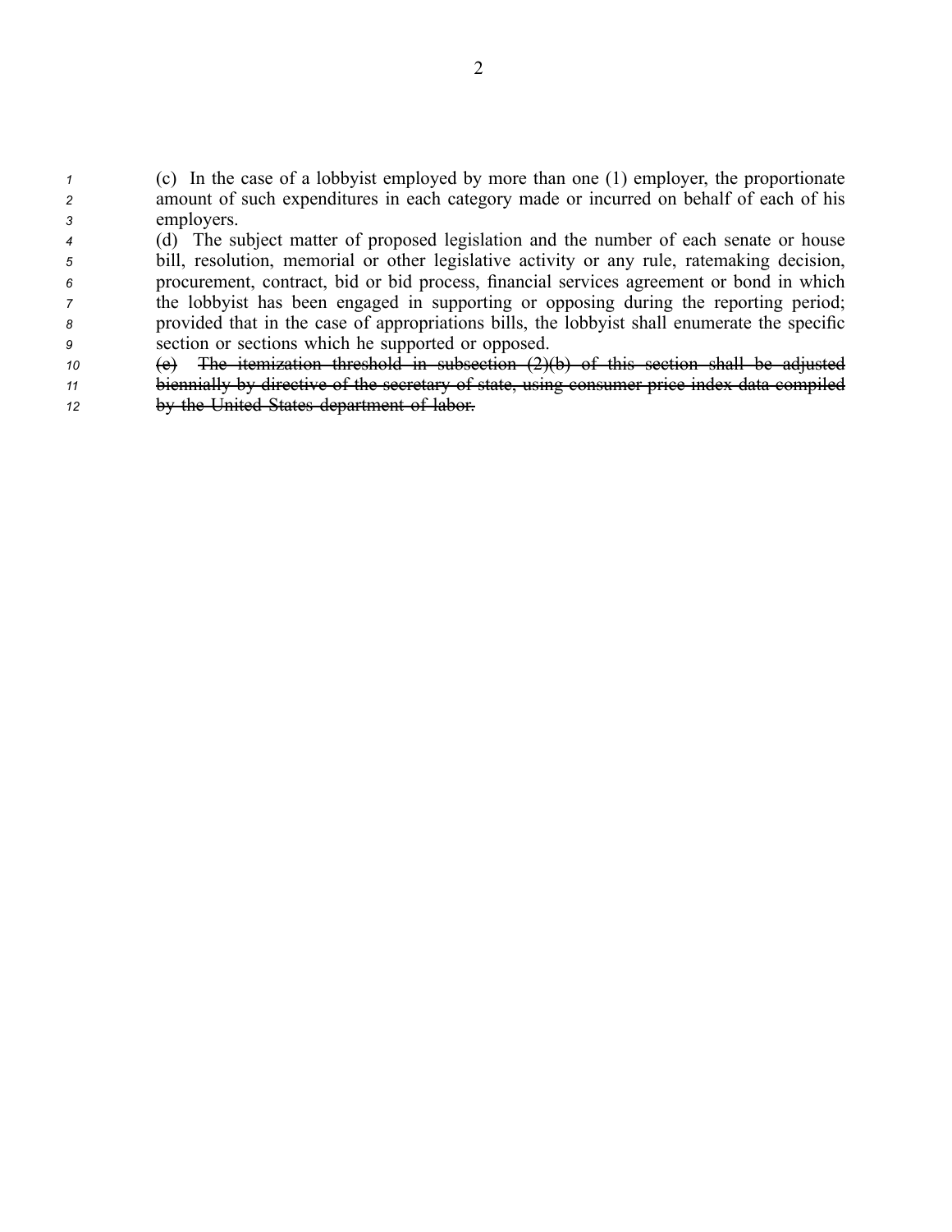(c) In the case of a lobbyist employed by more than one (1) employer, the proportionate amount of such expenditures in each category made or incurred on behalf of each of his employers.

(d) The subject matter of proposed legislation and the number of each senate or house bill, resolution, memorial or other legislative activity or any rule, ratemaking decision, procurement, contract, bid or bid process, financial services agreement or bond in which the lobbyist has been engaged in supporting or opposing during the reporting period; provided that in the case of appropriations bills, the lobbyist shall enumerate the specific section or sections which he supported or opposed.

~~(e) The itemization threshold in subsection (2)(b) of this section shall be adjusted biennially by directive of the secretary of state, using consumer price index data compiled by the United States department of labor.~~